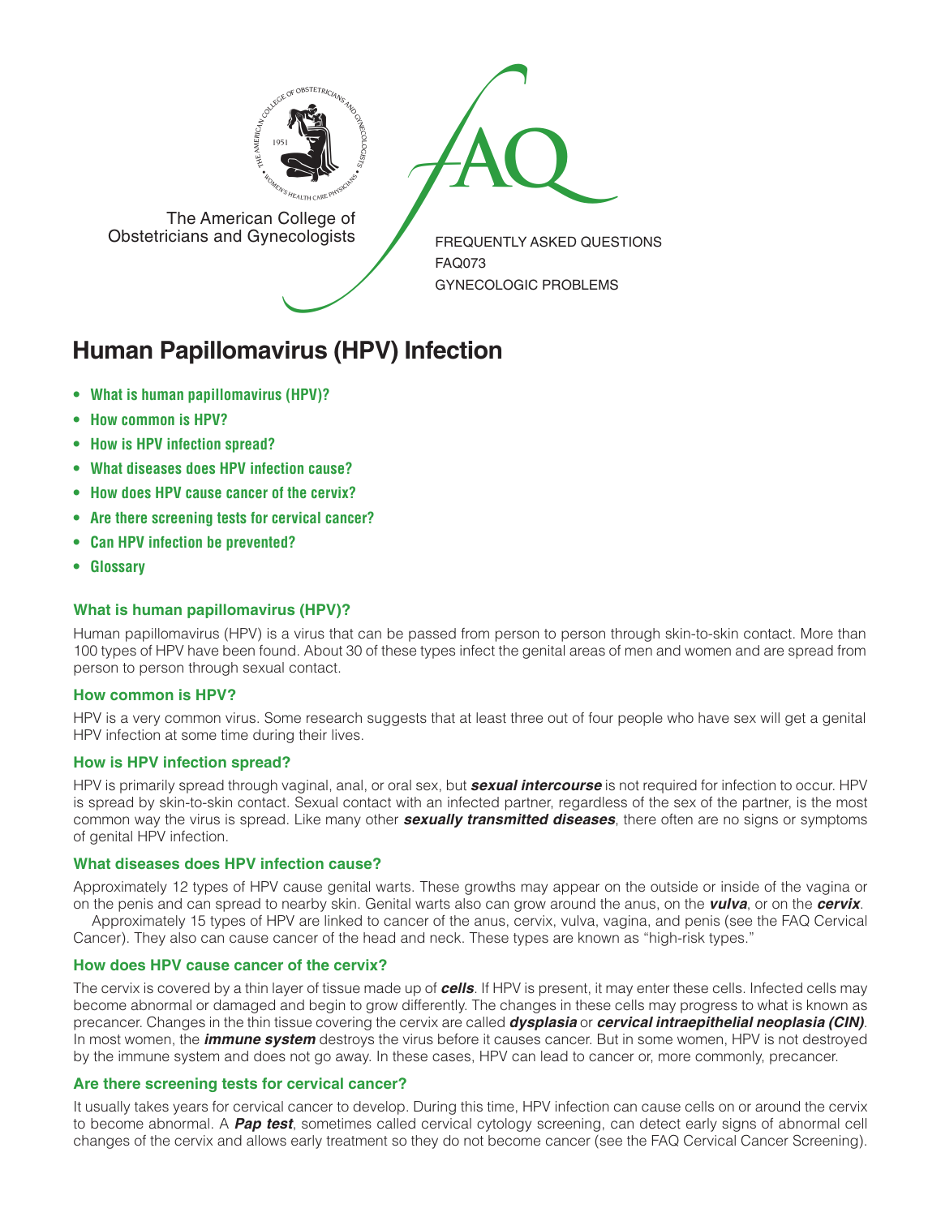The American College of Obstetricians and Gynecologists

FREQUENTLY ASKED QUESTIONS
FAQ073
GYNECOLOGIC PROBLEMS

# Human Papillomavirus (HPV) Infection

- **What is human papillomavirus (HPV)?**
- **How common is HPV?**
- **How is HPV infection spread?**
- **What diseases does HPV infection cause?**
- **How does HPV cause cancer of the cervix?**
- **Are there screening tests for cervical cancer?**
- **Can HPV infection be prevented?**
- **Glossary**

### What is human papillomavirus (HPV)?

Human papillomavirus (HPV) is a virus that can be passed from person to person through skin-to-skin contact. More than 100 types of HPV have been found. About 30 of these types infect the genital areas of men and women and are spread from person to person through sexual contact.

### How common is HPV?

HPV is a very common virus. Some research suggests that at least three out of four people who have sex will get a genital HPV infection at some time during their lives.

### How is HPV infection spread?

HPV is primarily spread through vaginal, anal, or oral sex, but ***sexual intercourse*** is not required for infection to occur. HPV is spread by skin-to-skin contact. Sexual contact with an infected partner, regardless of the sex of the partner, is the most common way the virus is spread. Like many other ***sexually transmitted diseases***, there often are no signs or symptoms of genital HPV infection.

### What diseases does HPV infection cause?

Approximately 12 types of HPV cause genital warts. These growths may appear on the outside or inside of the vagina or on the penis and can spread to nearby skin. Genital warts also can grow around the anus, on the ***vulva***, or on the ***cervix***.

Approximately 15 types of HPV are linked to cancer of the anus, cervix, vulva, vagina, and penis (see the FAQ Cervical Cancer). They also can cause cancer of the head and neck. These types are known as "high-risk types."

### How does HPV cause cancer of the cervix?

The cervix is covered by a thin layer of tissue made up of ***cells***. If HPV is present, it may enter these cells. Infected cells may become abnormal or damaged and begin to grow differently. The changes in these cells may progress to what is known as precancer. Changes in the thin tissue covering the cervix are called ***dysplasia*** or ***cervical intraepithelial neoplasia (CIN)***. In most women, the ***immune system*** destroys the virus before it causes cancer. But in some women, HPV is not destroyed by the immune system and does not go away. In these cases, HPV can lead to cancer or, more commonly, precancer.

### Are there screening tests for cervical cancer?

It usually takes years for cervical cancer to develop. During this time, HPV infection can cause cells on or around the cervix to become abnormal. A ***Pap test***, sometimes called cervical cytology screening, can detect early signs of abnormal cell changes of the cervix and allows early treatment so they do not become cancer (see the FAQ Cervical Cancer Screening).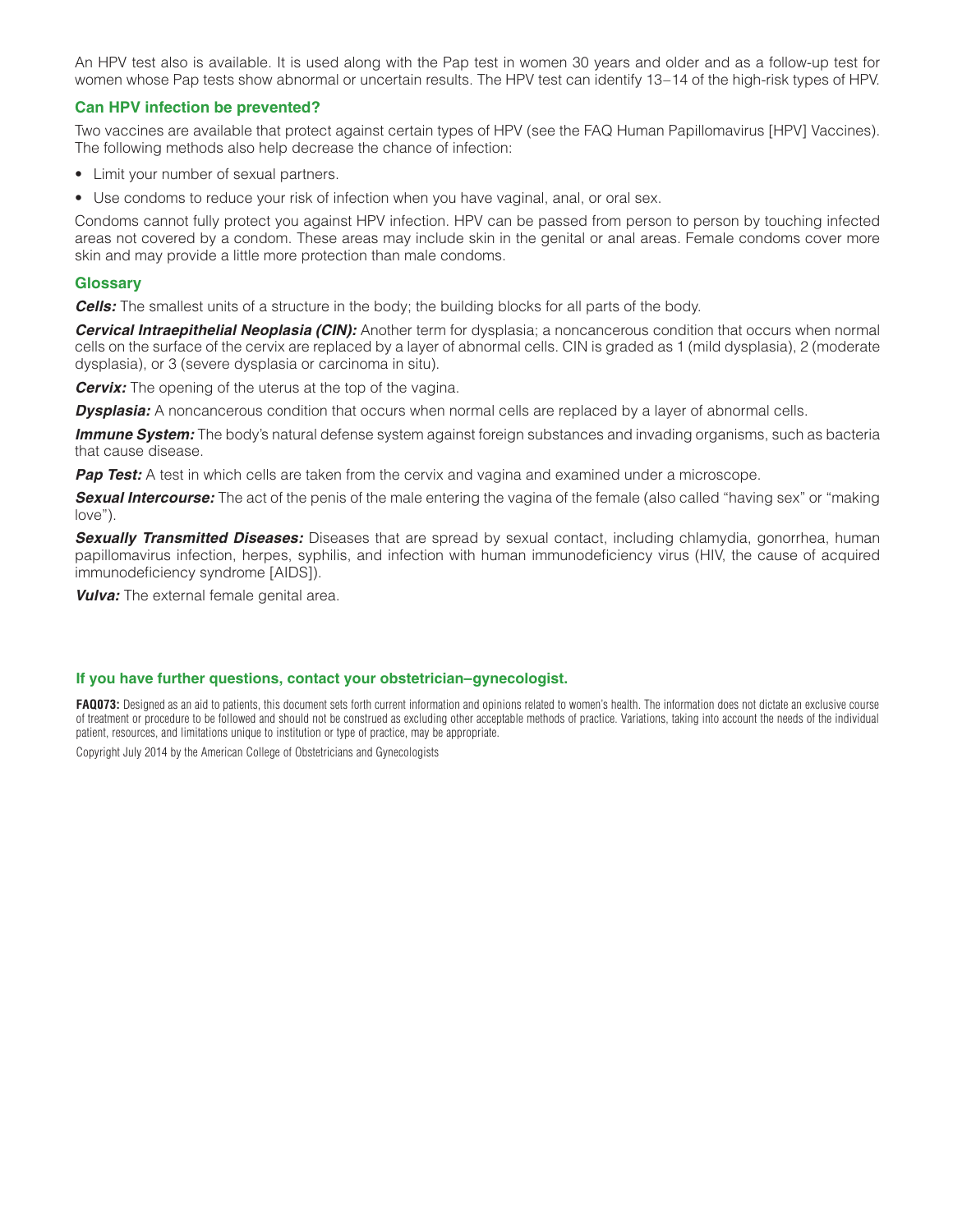An HPV test also is available. It is used along with the Pap test in women 30 years and older and as a follow-up test for women whose Pap tests show abnormal or uncertain results. The HPV test can identify 13–14 of the high-risk types of HPV.

## Can HPV infection be prevented?

Two vaccines are available that protect against certain types of HPV (see the FAQ Human Papillomavirus [HPV] Vaccines). The following methods also help decrease the chance of infection:

- Limit your number of sexual partners.
- Use condoms to reduce your risk of infection when you have vaginal, anal, or oral sex.

Condoms cannot fully protect you against HPV infection. HPV can be passed from person to person by touching infected areas not covered by a condom. These areas may include skin in the genital or anal areas. Female condoms cover more skin and may provide a little more protection than male condoms.

## Glossary

***Cells:*** The smallest units of a structure in the body; the building blocks for all parts of the body.

***Cervical Intraepithelial Neoplasia (CIN):*** Another term for dysplasia; a noncancerous condition that occurs when normal cells on the surface of the cervix are replaced by a layer of abnormal cells. CIN is graded as 1 (mild dysplasia), 2 (moderate dysplasia), or 3 (severe dysplasia or carcinoma in situ).

***Cervix:*** The opening of the uterus at the top of the vagina.

***Dysplasia:*** A noncancerous condition that occurs when normal cells are replaced by a layer of abnormal cells.

***Immune System:*** The body's natural defense system against foreign substances and invading organisms, such as bacteria that cause disease.

***Pap Test:*** A test in which cells are taken from the cervix and vagina and examined under a microscope.

***Sexual Intercourse:*** The act of the penis of the male entering the vagina of the female (also called "having sex" or "making love").

***Sexually Transmitted Diseases:*** Diseases that are spread by sexual contact, including chlamydia, gonorrhea, human papillomavirus infection, herpes, syphilis, and infection with human immunodeficiency virus (HIV, the cause of acquired immunodeficiency syndrome [AIDS]).

***Vulva:*** The external female genital area.

**If you have further questions, contact your obstetrician–gynecologist.**

**FAQ073:** Designed as an aid to patients, this document sets forth current information and opinions related to women's health. The information does not dictate an exclusive course of treatment or procedure to be followed and should not be construed as excluding other acceptable methods of practice. Variations, taking into account the needs of the individual patient, resources, and limitations unique to institution or type of practice, may be appropriate.

Copyright July 2014 by the American College of Obstetricians and Gynecologists